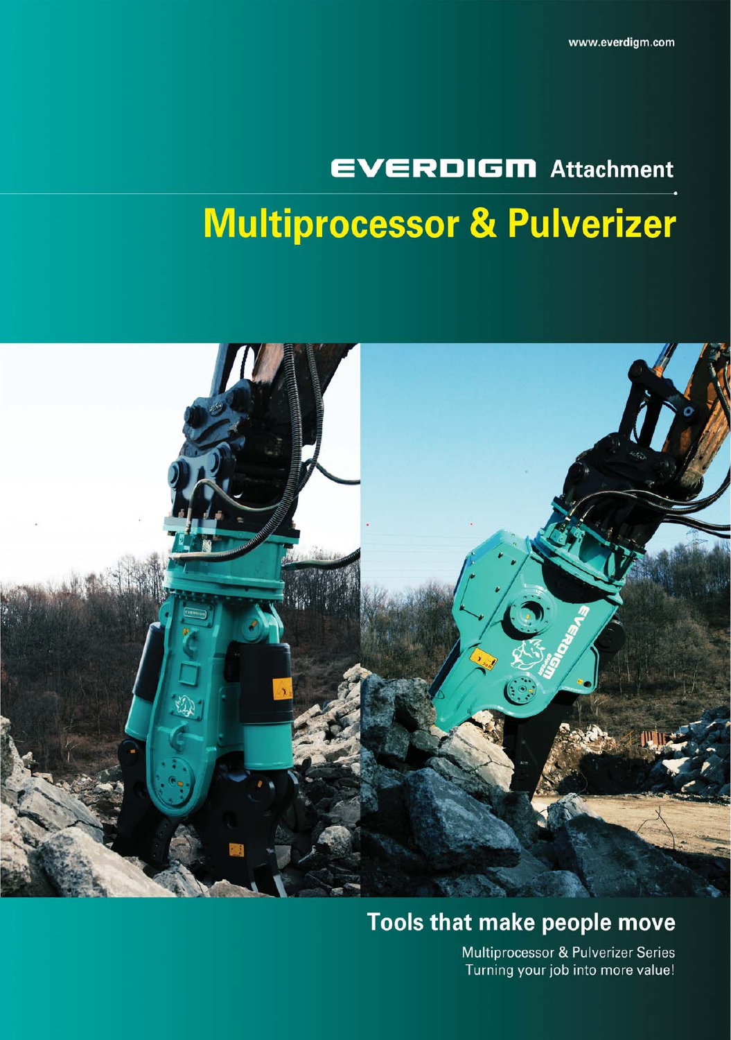www.everdigm.com

# EVERDIGM Attachment

# Multiprocessor & Pulverizer

## Tools that make people move

Multiprocessor & Pulverizer Series
Turning your job into more value!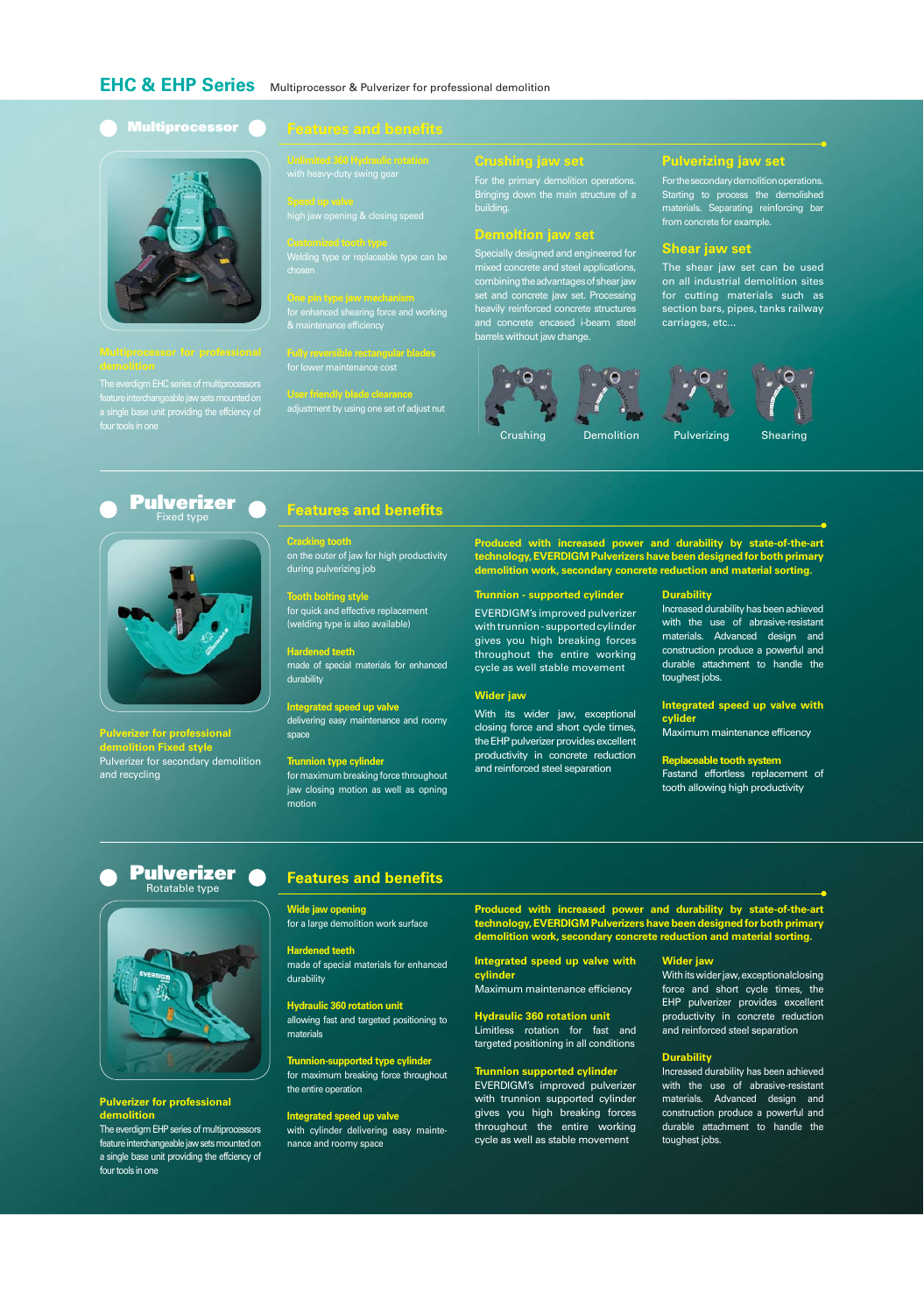# EHC & EHP Series

Multiprocessor & Pulverizer for professional demolition

## Multiprocessor

**Multiprocessor for professional demolition**

The everdigm EHC series of multiprocessors feature interchangeable jaw sets mounted on a single base unit providing the efficiency of four tools in one

### Features and benefits

**Unlimited 360 Hydraulic rotation**
with heavy-duty swing gear

**Speed up valve**
high jaw opening & closing speed

**Customized tooth type**
Welding type or replaceable type can be chosen

**One pin type jaw mechanism**
for enhanced shearing force and working & maintenance efficiency

**Fully reversible rectangular blades**
for lower maintenance cost

**User friendly blade clearance**
adjustment by using one set of adjust nut

**Crushing jaw set**
For the primary demolition operations. Bringing down the main structure of a building.

**Demoltion jaw set**
Specially designed and engineered for mixed concrete and steel applications, combining the advantages of shear jaw set and concrete jaw set. Processing heavily reinforced concrete structures and concrete encased i-beam steel barrels without jaw change.

**Pulverizing jaw set**
For the secondary demolition operations. Starting to process the demolished materials. Separating reinforcing bar from concrete for example.

**Shear jaw set**
The shear jaw set can be used on all industrial demolition sites for cutting materials such as section bars, pipes, tanks railway carriages, etc...

Crushing | Demolition | Pulverizing | Shearing

## Pulverizer
Fixed type

**Pulverizer for professional demolition Fixed style**

Pulverizer for secondary demolition and recycling

### Features and benefits

**Cracking tooth**
on the outer of jaw for high productivity during pulverizing job

**Tooth bolting style**
for quick and effective replacement (welding type is also available)

**Hardened teeth**
made of special materials for enhanced durability

**Integrated speed up valve**
delivering easy maintenance and roomy space

**Trunnion type cylinder**
for maximum breaking force throughout jaw closing motion as well as opning motion

**Produced with increased power and durability by state-of-the-art technology, EVERDIGM Pulverizers have been designed for both primary demolition work, secondary concrete reduction and material sorting.**

**Trunnion - supported cylinder**
EVERDIGM's improved pulverizer with trunnion-supported cylinder gives you high breaking forces throughout the entire working cycle as well stable movement

**Wider jaw**
With its wider jaw, exceptional closing force and short cycle times, the EHP pulverizer provides excellent productivity in concrete reduction and reinforced steel separation

**Durability**
Increased durability has been achieved with the use of abrasive-resistant materials. Advanced design and construction produce a powerful and durable attachment to handle the toughest jobs.

**Integrated speed up valve with cylider**
Maximum maintenance efficency

**Replaceable tooth system**
Fastand effortless replacement of tooth allowing high productivity

## Pulverizer
Rotatable type

**Pulverizer for professional demolition**

The everdigm EHP series of multiprocessors feature interchangeable jaw sets mounted on a single base unit providing the efficiency of four tools in one

### Features and benefits

**Wide jaw opening**
for a large demolition work surface

**Hardened teeth**
made of special materials for enhanced durability

**Hydraulic 360 rotation unit**
allowing fast and targeted positioning to materials

**Trunnion-supported type cylinder**
for maximum breaking force throughout the entire operation

**Integrated speed up valve**
with cylinder delivering easy maintenance and roomy space

**Produced with increased power and durability by state-of-the-art technology, EVERDIGM Pulverizers have been designed for both primary demolition work, secondary concrete reduction and material sorting.**

**Integrated speed up valve with cylinder**
Maximum maintenance efficiency

**Hydraulic 360 rotation unit**
Limitless rotation for fast and targeted positioning in all conditions

**Trunnion supported cylinder**
EVERDIGM's improved pulverizer with trunnion supported cylinder gives you high breaking forces throughout the entire working cycle as well as stable movement

**Wider jaw**
With its wider jaw, exceptionalclosing force and short cycle times, the EHP pulverizer provides excellent productivity in concrete reduction and reinforced steel separation

**Durability**
Increased durability has been achieved with the use of abrasive-resistant materials. Advanced design and construction produce a powerful and durable attachment to handle the toughest jobs.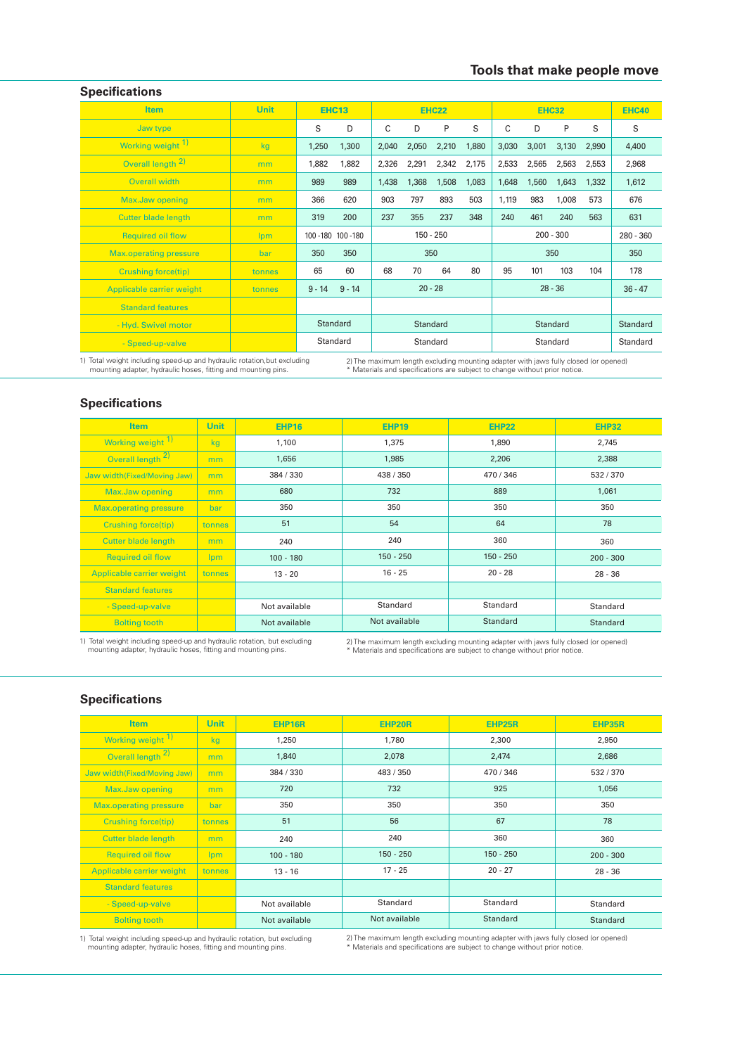## Specifications

| Item | Unit | EHC13 | | EHC22 | | | | EHC32 | | | | EHC40 |
|---|---|---|---|---|---|---|---|---|---|---|---|---|
| Jaw type | | S | D | C | D | P | S | C | D | P | S | S |
| Working weight [1] | kg | 1,250 | 1,300 | 2,040 | 2,050 | 2,210 | 1,880 | 3,030 | 3,001 | 3,130 | 2,990 | 4,400 |
| Overall length [2] | mm | 1,882 | 1,882 | 2,326 | 2,291 | 2,342 | 2,175 | 2,533 | 2,565 | 2,563 | 2,553 | 2,968 |
| Overall width | mm | 989 | 989 | 1,438 | 1,368 | 1,508 | 1,083 | 1,648 | 1,560 | 1,643 | 1,332 | 1,612 |
| Max.Jaw opening | mm | 366 | 620 | 903 | 797 | 893 | 503 | 1,119 | 983 | 1,008 | 573 | 676 |
| Cutter blade length | mm | 319 | 200 | 237 | 355 | 237 | 348 | 240 | 461 | 240 | 563 | 631 |
| Required oil flow | lpm | 100 -180 | 100 -180 | 150 - 250 | | | | 200 - 300 | | | | 280 - 360 |
| Max.operating pressure | bar | 350 | 350 | 350 | | | | 350 | | | | 350 |
| Crushing force(tip) | tonnes | 65 | 60 | 68 | 70 | 64 | 80 | 95 | 101 | 103 | 104 | 178 |
| Applicable carrier weight | tonnes | 9 - 14 | 9 - 14 | 20 - 28 | | | | 28 - 36 | | | | 36 - 47 |
| Standard features | | | | | | | | | | | | |
| - Hyd. Swivel motor | | Standard | | Standard | | | | Standard | | | | Standard |
| - Speed-up-valve | | Standard | | Standard | | | | Standard | | | | Standard |

1) Total weight including speed-up and hydraulic rotation,but excluding mounting adapter, hydraulic hoses, fitting and mounting pins.

2) The maximum length excluding mounting adapter with jaws fully closed (or opened)
* Materials and specifications are subject to change without prior notice.

## Specifications

| Item | Unit | EHP16 | EHP19 | EHP22 | EHP32 |
|---|---|---|---|---|---|
| Working weight [1] | kg | 1,100 | 1,375 | 1,890 | 2,745 |
| Overall length [2] | mm | 1,656 | 1,985 | 2,206 | 2,388 |
| Jaw width(Fixed/Moving Jaw) | mm | 384 / 330 | 438 / 350 | 470 / 346 | 532 / 370 |
| Max.Jaw opening | mm | 680 | 732 | 889 | 1,061 |
| Max.operating pressure | bar | 350 | 350 | 350 | 350 |
| Crushing force(tip) | tonnes | 51 | 54 | 64 | 78 |
| Cutter blade length | mm | 240 | 240 | 360 | 360 |
| Required oil flow | lpm | 100 - 180 | 150 - 250 | 150 - 250 | 200 - 300 |
| Applicable carrier weight | tonnes | 13 - 20 | 16 - 25 | 20 - 28 | 28 - 36 |
| Standard features | | | | | |
| - Speed-up-valve | | Not available | Standard | Standard | Standard |
| Bolting tooth | | Not available | Not available | Standard | Standard |

1) Total weight including speed-up and hydraulic rotation, but excluding mounting adapter, hydraulic hoses, fitting and mounting pins.

2) The maximum length excluding mounting adapter with jaws fully closed (or opened)
* Materials and specifications are subject to change without prior notice.

## Specifications

| Item | Unit | EHP16R | EHP20R | EHP25R | EHP35R |
|---|---|---|---|---|---|
| Working weight [1] | kg | 1,250 | 1,780 | 2,300 | 2,950 |
| Overall length [2] | mm | 1,840 | 2,078 | 2,474 | 2,686 |
| Jaw width(Fixed/Moving Jaw) | mm | 384 / 330 | 483 / 350 | 470 / 346 | 532 / 370 |
| Max.Jaw opening | mm | 720 | 732 | 925 | 1,056 |
| Max.operating pressure | bar | 350 | 350 | 350 | 350 |
| Crushing force(tip) | tonnes | 51 | 56 | 67 | 78 |
| Cutter blade length | mm | 240 | 240 | 360 | 360 |
| Required oil flow | lpm | 100 - 180 | 150 - 250 | 150 - 250 | 200 - 300 |
| Applicable carrier weight | tonnes | 13 - 16 | 17 - 25 | 20 - 27 | 28 - 36 |
| Standard features | | | | | |
| - Speed-up-valve | | Not available | Standard | Standard | Standard |
| Bolting tooth | | Not available | Not available | Standard | Standard |

1) Total weight including speed-up and hydraulic rotation, but excluding mounting adapter, hydraulic hoses, fitting and mounting pins.

2) The maximum length excluding mounting adapter with jaws fully closed (or opened)
* Materials and specifications are subject to change without prior notice.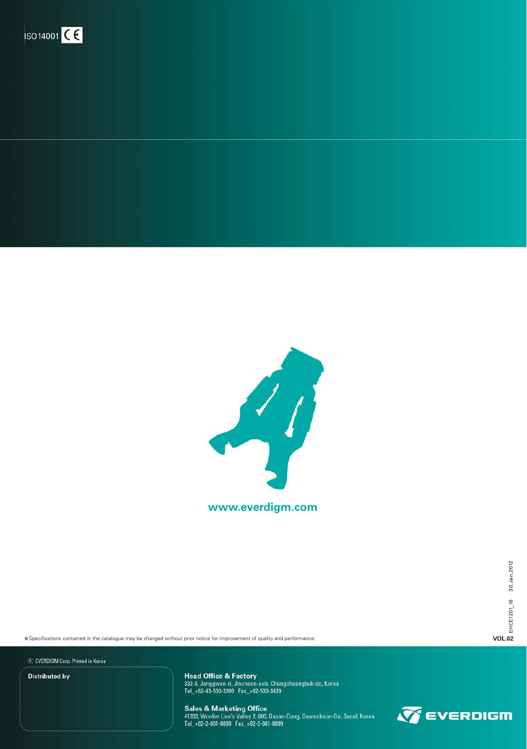ISO14001 CE

www.everdigm.com

EHCE1201_16 30.Jan.2012

※Specifications contained in the catalogue may be changed without prior notice for improvement of quality and performance.

VOL.02

© EVERDIGM Corp. Printed in Korea

Distributed by

**Head Office & Factory**
332-3, Janggwan-ri, Jincheon-eub, Chungcheongbuk-do, Korea
Tel_+82-43-530-3300 Fax_+82-530-3429

**Sales & Marketing Office**
#1203, Woolim Lion's Valley 2, 680, Gasan-Dong, Geumcheon-Gu, Seoul, Korea
Tel_+82-2-801-0800 Fax_+82-2-801-0899

EVERDIGM